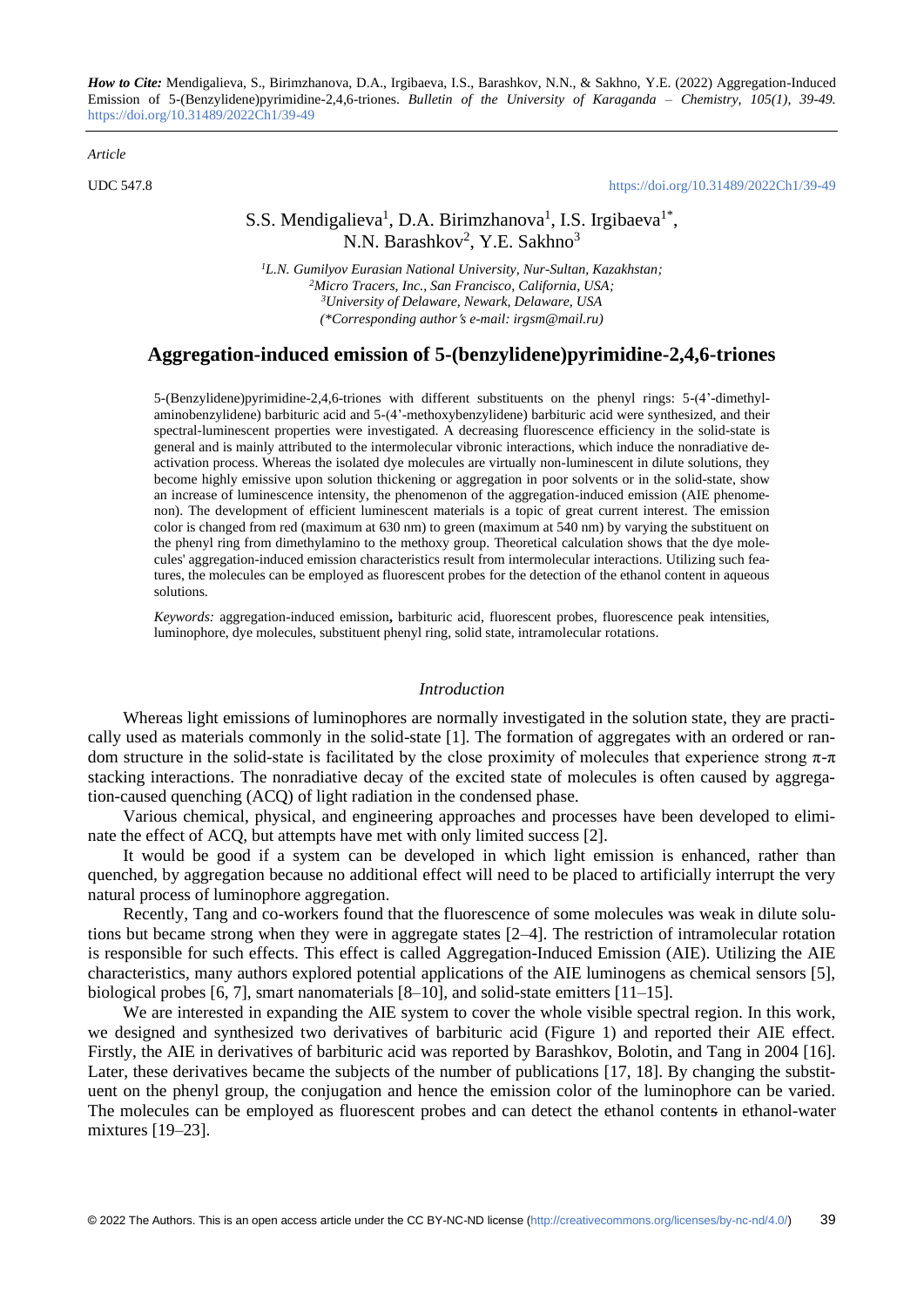*How to Cite:* Mendigalieva, S., Birimzhanova, D.A., Irgibaeva, I.S., Barashkov, N.N., & Sakhno, Y.E. (2022) Aggregation-Induced Emission of 5-(Benzylidene)pyrimidine-2,4,6-triones. *Bulletin of the University of Karaganda – Chemistry, 105(1), 39-49.* https://doi.org/10.31489/2022Ch1/39-49

*Article*

UDC 547.8 https://doi.org/10.31489/2022Ch1/39-49

S.S. Mendigalieva[1], D.A. Birimzhanova[1], I.S. Irgibaeva[1*], N.N. Barashkov[2], Y.E. Sakhno[3]

*[1]L.N. Gumilyov Eurasian National University, Nur-Sultan, Kazakhstan;*
*[2]Micro Tracers, Inc., San Francisco, California, USA;*
*[3]University of Delaware, Newark, Delaware, USA*
*(\*Corresponding author's e-mail: irgsm@mail.ru)*

# Aggregation-induced emission of 5-(benzylidene)pyrimidine-2,4,6-triones

5-(Benzylidene)pyrimidine-2,4,6-triones with different substituents on the phenyl rings: 5-(4'-dimethylaminobenzylidene) barbituric acid and 5-(4'-methoxybenzylidene) barbituric acid were synthesized, and their spectral-luminescent properties were investigated. A decreasing fluorescence efficiency in the solid-state is general and is mainly attributed to the intermolecular vibronic interactions, which induce the nonradiative deactivation process. Whereas the isolated dye molecules are virtually non-luminescent in dilute solutions, they become highly emissive upon solution thickening or aggregation in poor solvents or in the solid-state, show an increase of luminescence intensity, the phenomenon of the aggregation-induced emission (AIE phenomenon). The development of efficient luminescent materials is a topic of great current interest. The emission color is changed from red (maximum at 630 nm) to green (maximum at 540 nm) by varying the substituent on the phenyl ring from dimethylamino to the methoxy group. Theoretical calculation shows that the dye molecules' aggregation-induced emission characteristics result from intermolecular interactions. Utilizing such features, the molecules can be employed as fluorescent probes for the detection of the ethanol content in aqueous solutions.

*Keywords:* aggregation-induced emission**,** barbituric acid, fluorescent probes, fluorescence peak intensities, luminophore, dye molecules, substituent phenyl ring, solid state, intramolecular rotations.

## *Introduction*

Whereas light emissions of luminophores are normally investigated in the solution state, they are practically used as materials commonly in the solid-state [1]. The formation of aggregates with an ordered or random structure in the solid-state is facilitated by the close proximity of molecules that experience strong π-π stacking interactions. The nonradiative decay of the excited state of molecules is often caused by aggregation-caused quenching (ACQ) of light radiation in the condensed phase.

Various chemical, physical, and engineering approaches and processes have been developed to eliminate the effect of ACQ, but attempts have met with only limited success [2].

It would be good if a system can be developed in which light emission is enhanced, rather than quenched, by aggregation because no additional effect will need to be placed to artificially interrupt the very natural process of luminophore aggregation.

Recently, Tang and co-workers found that the fluorescence of some molecules was weak in dilute solutions but became strong when they were in aggregate states [2–4]. The restriction of intramolecular rotation is responsible for such effects. This effect is called Aggregation-Induced Emission (AIE). Utilizing the AIE characteristics, many authors explored potential applications of the AIE luminogens as chemical sensors [5], biological probes [6, 7], smart nanomaterials [8–10], and solid-state emitters [11–15].

We are interested in expanding the AIE system to cover the whole visible spectral region. In this work, we designed and synthesized two derivatives of barbituric acid (Figure 1) and reported their AIE effect. Firstly, the AIE in derivatives of barbituric acid was reported by Barashkov, Bolotin, and Tang in 2004 [16]. Later, these derivatives became the subjects of the number of publications [17, 18]. By changing the substituent on the phenyl group, the conjugation and hence the emission color of the luminophore can be varied. The molecules can be employed as fluorescent probes and can detect the ethanol contents in ethanol-water mixtures [19–23].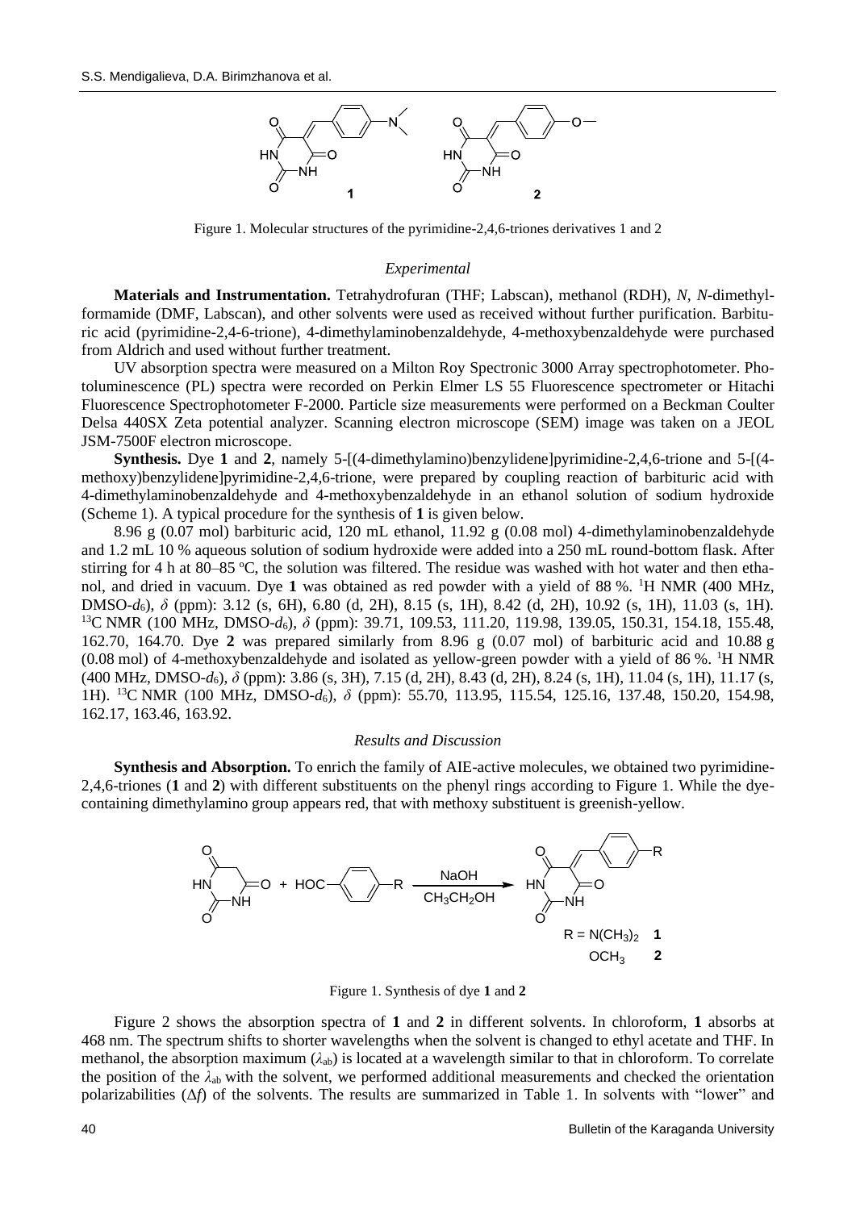Figure 1. Molecular structures of the pyrimidine-2,4,6-triones derivatives 1 and 2

## Experimental

**Materials and Instrumentation.** Tetrahydrofuran (THF; Labscan), methanol (RDH), *N*, *N*-dimethylformamide (DMF, Labscan), and other solvents were used as received without further purification. Barbituric acid (pyrimidine-2,4-6-trione), 4-dimethylaminobenzaldehyde, 4-methoxybenzaldehyde were purchased from Aldrich and used without further treatment.

UV absorption spectra were measured on a Milton Roy Spectronic 3000 Array spectrophotometer. Photoluminescence (PL) spectra were recorded on Perkin Elmer LS 55 Fluorescence spectrometer or Hitachi Fluorescence Spectrophotometer F-2000. Particle size measurements were performed on a Beckman Coulter Delsa 440SX Zeta potential analyzer. Scanning electron microscope (SEM) image was taken on a JEOL JSM-7500F electron microscope.

**Synthesis.** Dye **1** and **2**, namely 5-[(4-dimethylamino)benzylidene]pyrimidine-2,4,6-trione and 5-[(4-methoxy)benzylidene]pyrimidine-2,4,6-trione, were prepared by coupling reaction of barbituric acid with 4-dimethylaminobenzaldehyde and 4-methoxybenzaldehyde in an ethanol solution of sodium hydroxide (Scheme 1). A typical procedure for the synthesis of **1** is given below.

8.96 g (0.07 mol) barbituric acid, 120 mL ethanol, 11.92 g (0.08 mol) 4-dimethylaminobenzaldehyde and 1.2 mL 10 % aqueous solution of sodium hydroxide were added into a 250 mL round-bottom flask. After stirring for 4 h at 80–85 °C, the solution was filtered. The residue was washed with hot water and then ethanol, and dried in vacuum. Dye **1** was obtained as red powder with a yield of 88 %. $^{1}$H NMR (400 MHz, DMSO-$d_6$), $\delta$ (ppm): 3.12 (s, 6H), 6.80 (d, 2H), 8.15 (s, 1H), 8.42 (d, 2H), 10.92 (s, 1H), 11.03 (s, 1H). $^{13}$C NMR (100 MHz, DMSO-$d_6$), $\delta$ (ppm): 39.71, 109.53, 111.20, 119.98, 139.05, 150.31, 154.18, 155.48, 162.70, 164.70. Dye **2** was prepared similarly from 8.96 g (0.07 mol) of barbituric acid and 10.88 g (0.08 mol) of 4-methoxybenzaldehyde and isolated as yellow-green powder with a yield of 86 %. $^{1}$H NMR (400 MHz, DMSO-$d_6$), $\delta$ (ppm): 3.86 (s, 3H), 7.15 (d, 2H), 8.43 (d, 2H), 8.24 (s, 1H), 11.04 (s, 1H), 11.17 (s, 1H). $^{13}$C NMR (100 MHz, DMSO-$d_6$), $\delta$ (ppm): 55.70, 113.95, 115.54, 125.16, 137.48, 150.20, 154.98, 162.17, 163.46, 163.92.

## Results and Discussion

**Synthesis and Absorption.** To enrich the family of AIE-active molecules, we obtained two pyrimidine-2,4,6-triones (**1** and **2**) with different substituents on the phenyl rings according to Figure 1. While the dye-containing dimethylamino group appears red, that with methoxy substituent is greenish-yellow.

Figure 1. Synthesis of dye **1** and **2**

Figure 2 shows the absorption spectra of **1** and **2** in different solvents. In chloroform, **1** absorbs at 468 nm. The spectrum shifts to shorter wavelengths when the solvent is changed to ethyl acetate and THF. In methanol, the absorption maximum ($\lambda_{ab}$) is located at a wavelength similar to that in chloroform. To correlate the position of the $\lambda_{ab}$ with the solvent, we performed additional measurements and checked the orientation polarizabilities ($\Delta f$) of the solvents. The results are summarized in Table 1. In solvents with "lower" and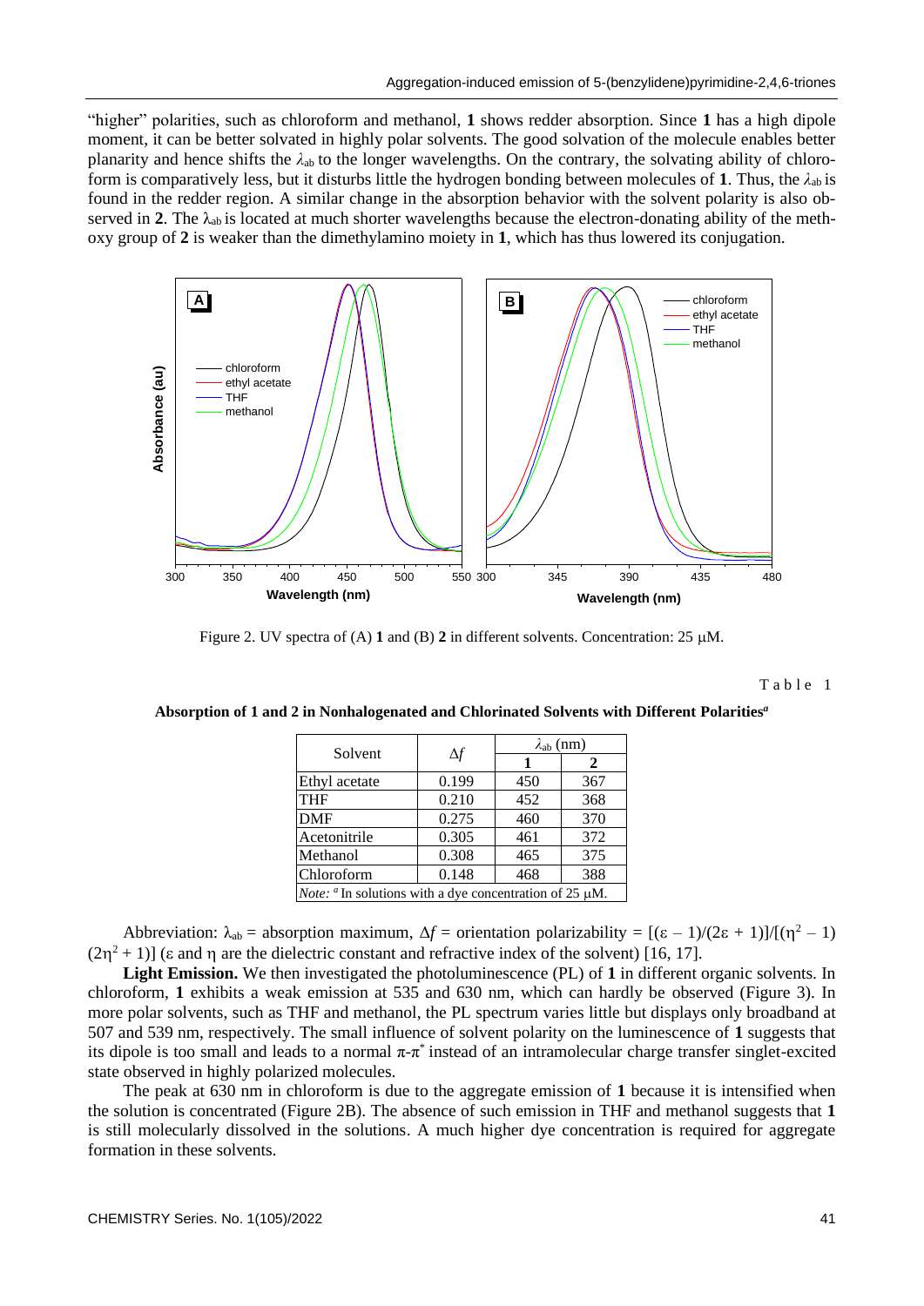"higher" polarities, such as chloroform and methanol, **1** shows redder absorption. Since **1** has a high dipole moment, it can be better solvated in highly polar solvents. The good solvation of the molecule enables better planarity and hence shifts the $\lambda_{ab}$ to the longer wavelengths. On the contrary, the solvating ability of chloroform is comparatively less, but it disturbs little the hydrogen bonding between molecules of **1**. Thus, the $\lambda_{ab}$ is found in the redder region. A similar change in the absorption behavior with the solvent polarity is also observed in **2**. The $\lambda_{ab}$ is located at much shorter wavelengths because the electron-donating ability of the methoxy group of **2** is weaker than the dimethylamino moiety in **1**, which has thus lowered its conjugation.

Figure 2. UV spectra of (A) **1** and (B) **2** in different solvents. Concentration: 25 μM.

Table 1

**Absorption of 1 and 2 in Nonhalogenated and Chlorinated Solvents with Different Polarities[a]**

| Solvent | $\Delta f$ | $\lambda_{ab}$ (nm) | |
|---|---|---|---|
| | | **1** | **2** |
| Ethyl acetate | 0.199 | 450 | 367 |
| THF | 0.210 | 452 | 368 |
| DMF | 0.275 | 460 | 370 |
| Acetonitrile | 0.305 | 461 | 372 |
| Methanol | 0.308 | 465 | 375 |
| Chloroform | 0.148 | 468 | 388 |

*Note:* [a] In solutions with a dye concentration of 25 μM.

Abbreviation: $\lambda_{ab}$ = absorption maximum, $\Delta f$ = orientation polarizability = $[(\varepsilon - 1)/(2\varepsilon + 1)]/[(\eta^2 - 1)(2\eta^2 + 1)]$ ($\varepsilon$ and $\eta$ are the dielectric constant and refractive index of the solvent) [16, 17].

**Light Emission.** We then investigated the photoluminescence (PL) of **1** in different organic solvents. In chloroform, **1** exhibits a weak emission at 535 and 630 nm, which can hardly be observed (Figure 3). In more polar solvents, such as THF and methanol, the PL spectrum varies little but displays only broadband at 507 and 539 nm, respectively. The small influence of solvent polarity on the luminescence of **1** suggests that its dipole is too small and leads to a normal $\pi$-$\pi^*$ instead of an intramolecular charge transfer singlet-excited state observed in highly polarized molecules.

The peak at 630 nm in chloroform is due to the aggregate emission of **1** because it is intensified when the solution is concentrated (Figure 2B). The absence of such emission in THF and methanol suggests that **1** is still molecularly dissolved in the solutions. A much higher dye concentration is required for aggregate formation in these solvents.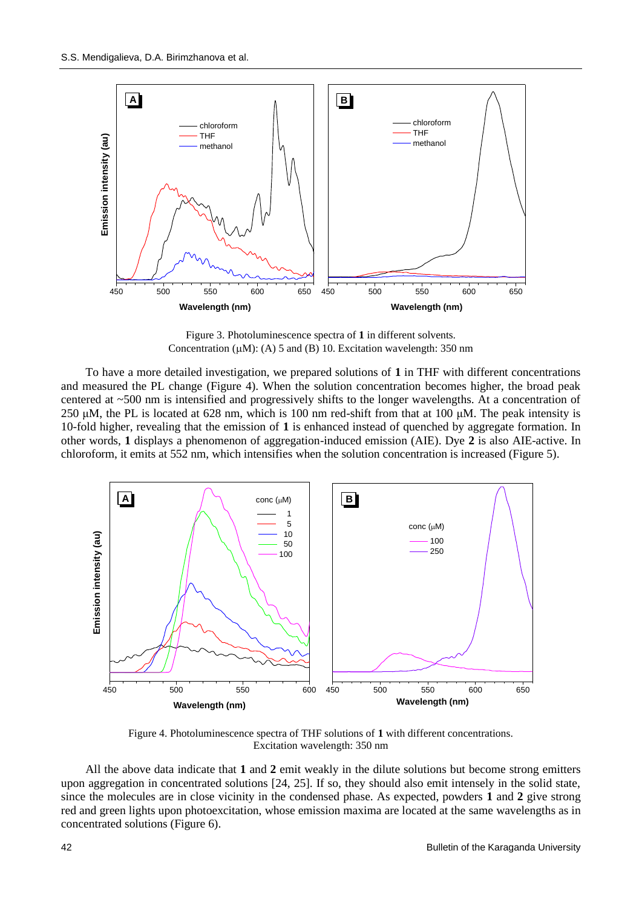Figure 3. Photoluminescence spectra of **1** in different solvents.
Concentration (μM): (A) 5 and (B) 10. Excitation wavelength: 350 nm

To have a more detailed investigation, we prepared solutions of **1** in THF with different concentrations and measured the PL change (Figure 4). When the solution concentration becomes higher, the broad peak centered at ~500 nm is intensified and progressively shifts to the longer wavelengths. At a concentration of 250 μM, the PL is located at 628 nm, which is 100 nm red-shift from that at 100 μM. The peak intensity is 10-fold higher, revealing that the emission of **1** is enhanced instead of quenched by aggregate formation. In other words, **1** displays a phenomenon of aggregation-induced emission (AIE). Dye **2** is also AIE-active. In chloroform, it emits at 552 nm, which intensifies when the solution concentration is increased (Figure 5).

Figure 4. Photoluminescence spectra of THF solutions of **1** with different concentrations.
Excitation wavelength: 350 nm

All the above data indicate that **1** and **2** emit weakly in the dilute solutions but become strong emitters upon aggregation in concentrated solutions [24, 25]. If so, they should also emit intensely in the solid state, since the molecules are in close vicinity in the condensed phase. As expected, powders **1** and **2** give strong red and green lights upon photoexcitation, whose emission maxima are located at the same wavelengths as in concentrated solutions (Figure 6).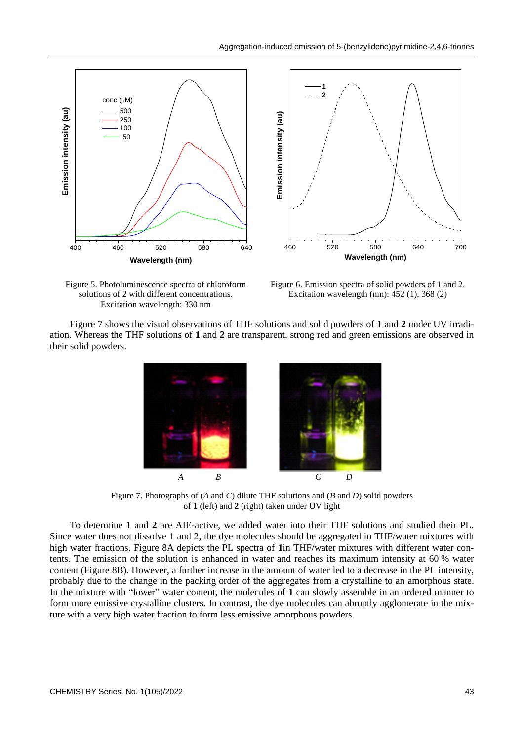Figure 5. Photoluminescence spectra of chloroform solutions of 2 with different concentrations. Excitation wavelength: 330 nm

Figure 6. Emission spectra of solid powders of 1 and 2. Excitation wavelength (nm): 452 (1), 368 (2)

Figure 7 shows the visual observations of THF solutions and solid powders of **1** and **2** under UV irradiation. Whereas the THF solutions of **1** and **2** are transparent, strong red and green emissions are observed in their solid powders.

Figure 7. Photographs of (*A* and *C*) dilute THF solutions and (*B* and *D*) solid powders of **1** (left) and **2** (right) taken under UV light

To determine **1** and **2** are AIE-active, we added water into their THF solutions and studied their PL. Since water does not dissolve 1 and 2, the dye molecules should be aggregated in THF/water mixtures with high water fractions. Figure 8A depicts the PL spectra of **1**in THF/water mixtures with different water contents. The emission of the solution is enhanced in water and reaches its maximum intensity at 60 % water content (Figure 8B). However, a further increase in the amount of water led to a decrease in the PL intensity, probably due to the change in the packing order of the aggregates from a crystalline to an amorphous state. In the mixture with "lower" water content, the molecules of **1** can slowly assemble in an ordered manner to form more emissive crystalline clusters. In contrast, the dye molecules can abruptly agglomerate in the mixture with a very high water fraction to form less emissive amorphous powders.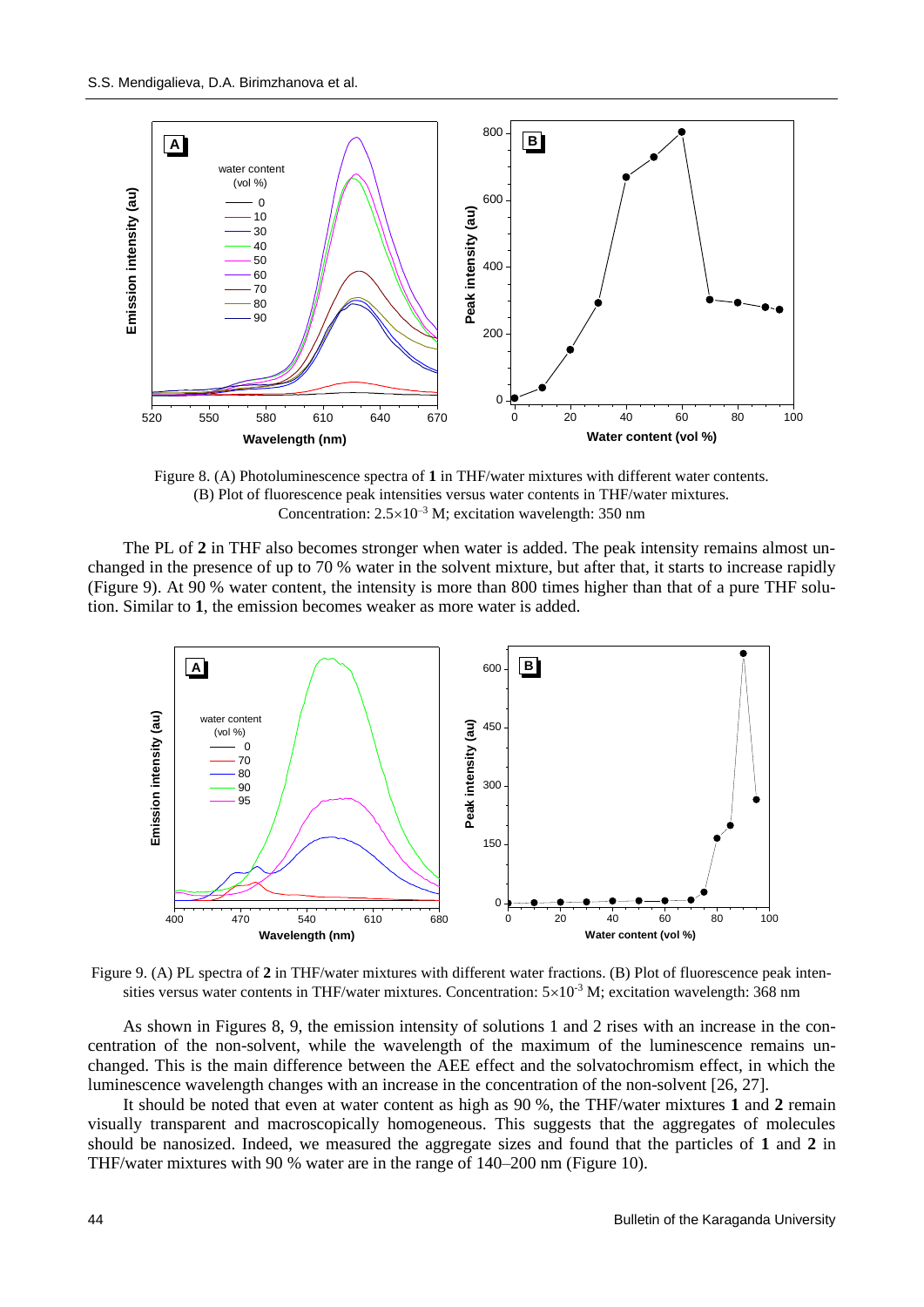Figure 8. (A) Photoluminescence spectra of **1** in THF/water mixtures with different water contents. (B) Plot of fluorescence peak intensities versus water contents in THF/water mixtures. Concentration: $2.5\times10^{-3}$ M; excitation wavelength: 350 nm

The PL of **2** in THF also becomes stronger when water is added. The peak intensity remains almost unchanged in the presence of up to 70 % water in the solvent mixture, but after that, it starts to increase rapidly (Figure 9). At 90 % water content, the intensity is more than 800 times higher than that of a pure THF solution. Similar to **1**, the emission becomes weaker as more water is added.

Figure 9. (A) PL spectra of **2** in THF/water mixtures with different water fractions. (B) Plot of fluorescence peak intensities versus water contents in THF/water mixtures. Concentration: $5\times10^{-3}$ M; excitation wavelength: 368 nm

As shown in Figures 8, 9, the emission intensity of solutions 1 and 2 rises with an increase in the concentration of the non-solvent, while the wavelength of the maximum of the luminescence remains unchanged. This is the main difference between the AEE effect and the solvatochromism effect, in which the luminescence wavelength changes with an increase in the concentration of the non-solvent [26, 27].

It should be noted that even at water content as high as 90 %, the THF/water mixtures **1** and **2** remain visually transparent and macroscopically homogeneous. This suggests that the aggregates of molecules should be nanosized. Indeed, we measured the aggregate sizes and found that the particles of **1** and **2** in THF/water mixtures with 90 % water are in the range of 140–200 nm (Figure 10).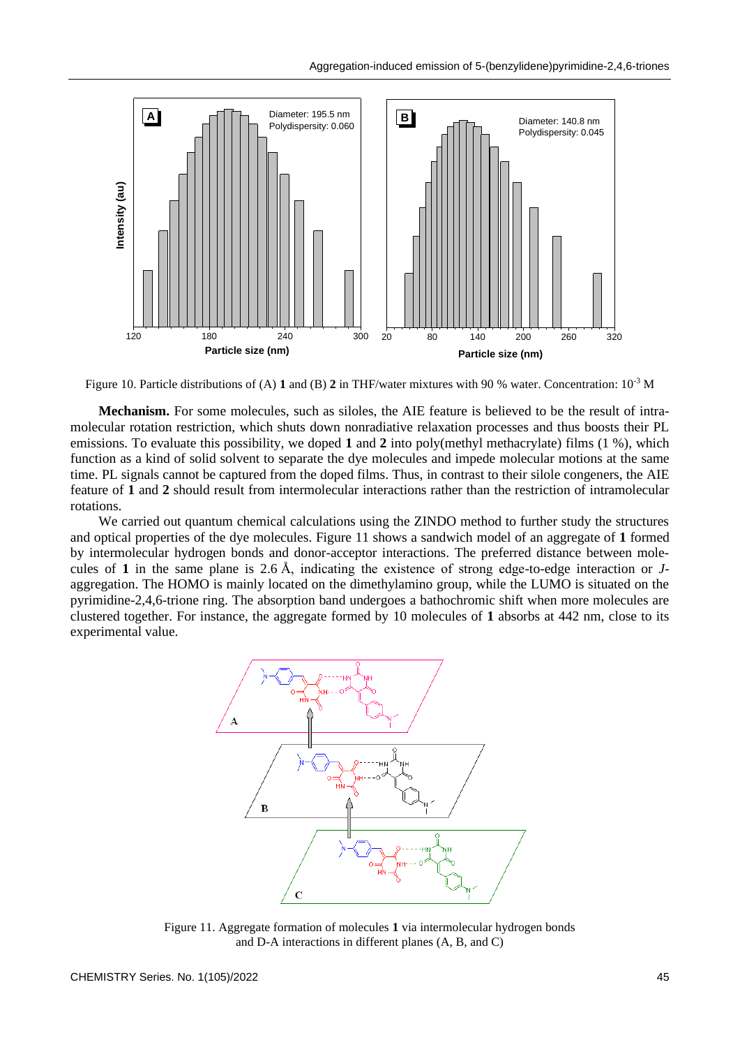Figure 10. Particle distributions of (A) **1** and (B) **2** in THF/water mixtures with 90 % water. Concentration: $10^{-3}$ M

**Mechanism.** For some molecules, such as siloles, the AIE feature is believed to be the result of intramolecular rotation restriction, which shuts down nonradiative relaxation processes and thus boosts their PL emissions. To evaluate this possibility, we doped **1** and **2** into poly(methyl methacrylate) films (1 %), which function as a kind of solid solvent to separate the dye molecules and impede molecular motions at the same time. PL signals cannot be captured from the doped films. Thus, in contrast to their silole congeners, the AIE feature of **1** and **2** should result from intermolecular interactions rather than the restriction of intramolecular rotations.

We carried out quantum chemical calculations using the ZINDO method to further study the structures and optical properties of the dye molecules. Figure 11 shows a sandwich model of an aggregate of **1** formed by intermolecular hydrogen bonds and donor-acceptor interactions. The preferred distance between molecules of **1** in the same plane is 2.6 Å, indicating the existence of strong edge-to-edge interaction or *J*-aggregation. The HOMO is mainly located on the dimethylamino group, while the LUMO is situated on the pyrimidine-2,4,6-trione ring. The absorption band undergoes a bathochromic shift when more molecules are clustered together. For instance, the aggregate formed by 10 molecules of **1** absorbs at 442 nm, close to its experimental value.

Figure 11. Aggregate formation of molecules **1** via intermolecular hydrogen bonds and D-A interactions in different planes (A, B, and C)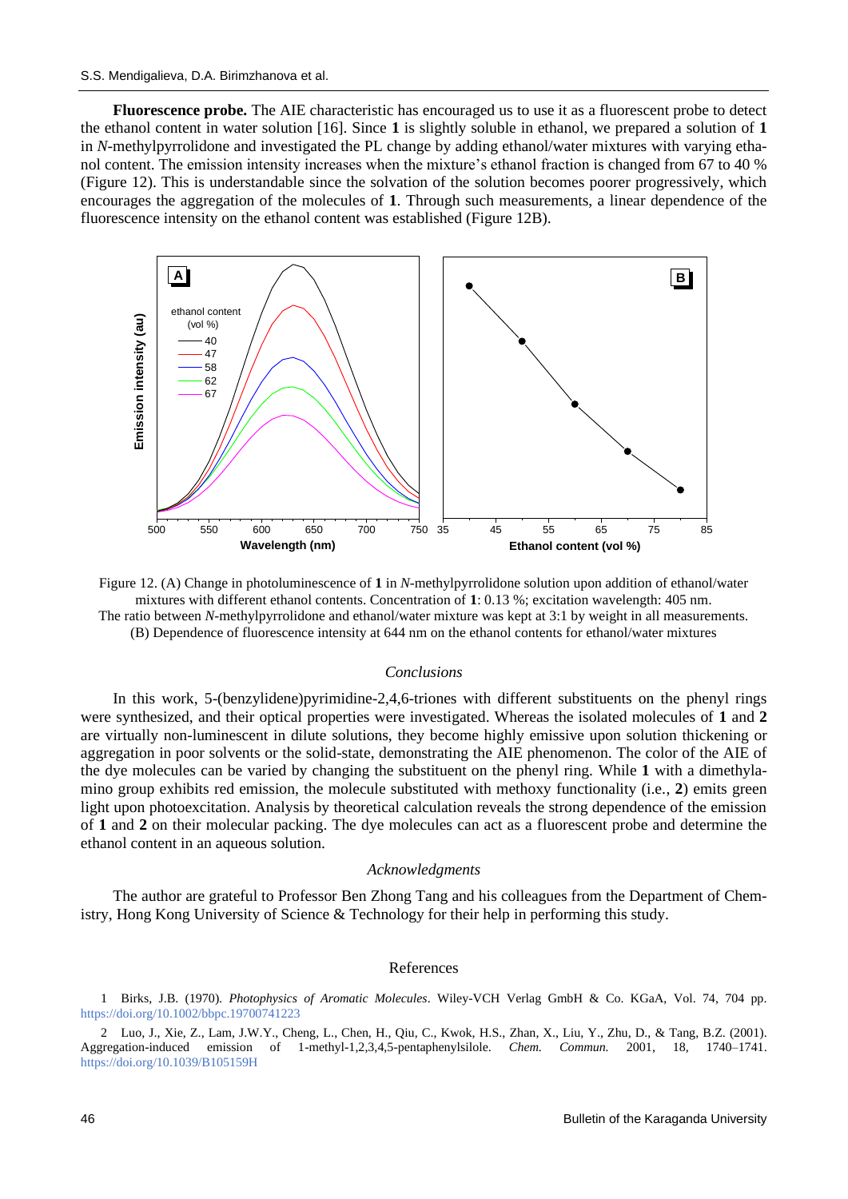**Fluorescence probe.** The AIE characteristic has encouraged us to use it as a fluorescent probe to detect the ethanol content in water solution [16]. Since **1** is slightly soluble in ethanol, we prepared a solution of **1** in *N*-methylpyrrolidone and investigated the PL change by adding ethanol/water mixtures with varying ethanol content. The emission intensity increases when the mixture's ethanol fraction is changed from 67 to 40 % (Figure 12). This is understandable since the solvation of the solution becomes poorer progressively, which encourages the aggregation of the molecules of **1**. Through such measurements, a linear dependence of the fluorescence intensity on the ethanol content was established (Figure 12B).

Figure 12. (A) Change in photoluminescence of **1** in *N*-methylpyrrolidone solution upon addition of ethanol/water mixtures with different ethanol contents. Concentration of **1**: 0.13 %; excitation wavelength: 405 nm. The ratio between *N*-methylpyrrolidone and ethanol/water mixture was kept at 3:1 by weight in all measurements. (B) Dependence of fluorescence intensity at 644 nm on the ethanol contents for ethanol/water mixtures

## *Conclusions*

In this work, 5-(benzylidene)pyrimidine-2,4,6-triones with different substituents on the phenyl rings were synthesized, and their optical properties were investigated. Whereas the isolated molecules of **1** and **2** are virtually non-luminescent in dilute solutions, they become highly emissive upon solution thickening or aggregation in poor solvents or the solid-state, demonstrating the AIE phenomenon. The color of the AIE of the dye molecules can be varied by changing the substituent on the phenyl ring. While **1** with a dimethylamino group exhibits red emission, the molecule substituted with methoxy functionality (i.e., **2**) emits green light upon photoexcitation. Analysis by theoretical calculation reveals the strong dependence of the emission of **1** and **2** on their molecular packing. The dye molecules can act as a fluorescent probe and determine the ethanol content in an aqueous solution.

## *Acknowledgments*

The author are grateful to Professor Ben Zhong Tang and his colleagues from the Department of Chemistry, Hong Kong University of Science & Technology for their help in performing this study.

## References

1 Birks, J.B. (1970). *Photophysics of Aromatic Molecules*. Wiley-VCH Verlag GmbH & Co. KGaA, Vol. 74, 704 pp. https://doi.org/10.1002/bbpc.19700741223

2 Luo, J., Xie, Z., Lam, J.W.Y., Cheng, L., Chen, H., Qiu, C., Kwok, H.S., Zhan, X., Liu, Y., Zhu, D., & Tang, B.Z. (2001). Aggregation-induced emission of 1-methyl-1,2,3,4,5-pentaphenylsilole. *Chem. Commun.* 2001, 18, 1740–1741. https://doi.org/10.1039/B105159H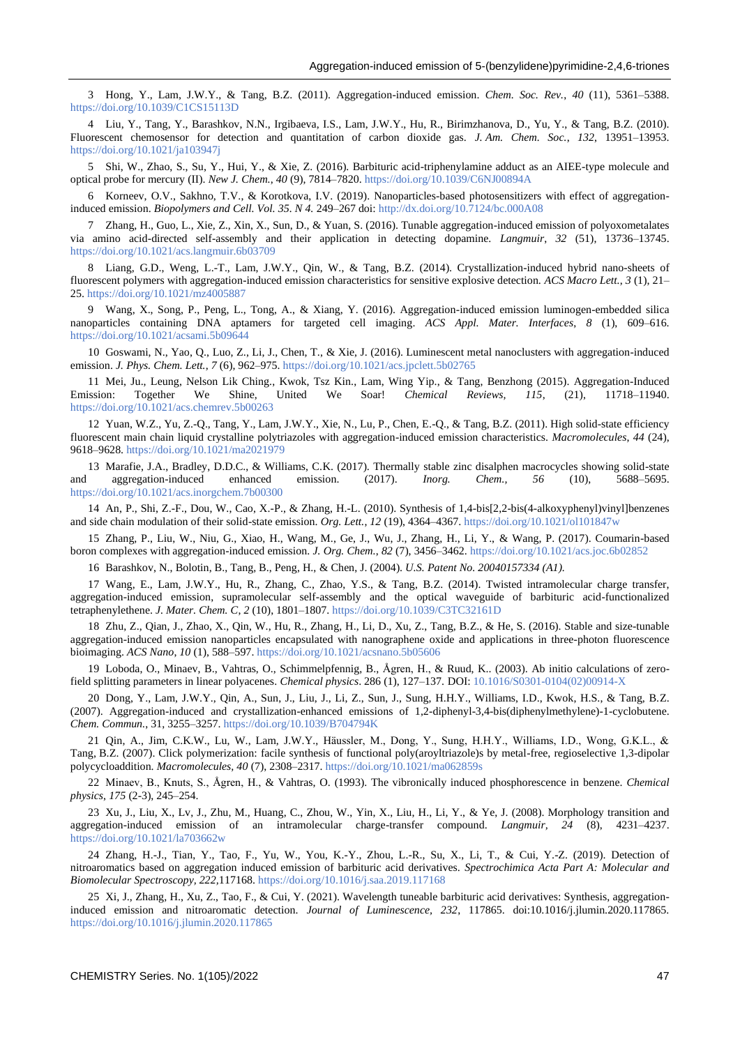3 Hong, Y., Lam, J.W.Y., & Tang, B.Z. (2011). Aggregation-induced emission. *Chem. Soc. Rev.*, *40* (11), 5361–5388. https://doi.org/10.1039/C1CS15113D

4 Liu, Y., Tang, Y., Barashkov, N.N., Irgibaeva, I.S., Lam, J.W.Y., Hu, R., Birimzhanova, D., Yu, Y., & Tang, B.Z. (2010). Fluorescent chemosensor for detection and quantitation of carbon dioxide gas. *J. Am. Chem. Soc.*, *132*, 13951–13953. https://doi.org/10.1021/ja103947j

5 Shi, W., Zhao, S., Su, Y., Hui, Y., & Xie, Z. (2016). Barbituric acid-triphenylamine adduct as an AIEE-type molecule and optical probe for mercury (II). *New J. Chem.*, *40* (9), 7814–7820. https://doi.org/10.1039/C6NJ00894A

6 Korneev, O.V., Sakhno, T.V., & Korotkova, I.V. (2019). Nanoparticles-based photosensitizers with effect of aggregation-induced emission. *Biopolymers and Cell. Vol. 35. N 4.* 249–267 doi: http://dx.doi.org/10.7124/bc.000A08

7 Zhang, H., Guo, L., Xie, Z., Xin, X., Sun, D., & Yuan, S. (2016). Tunable aggregation-induced emission of polyoxometalates via amino acid-directed self-assembly and their application in detecting dopamine. *Langmuir*, *32* (51), 13736–13745. https://doi.org/10.1021/acs.langmuir.6b03709

8 Liang, G.D., Weng, L.-T., Lam, J.W.Y., Qin, W., & Tang, B.Z. (2014). Crystallization-induced hybrid nano-sheets of fluorescent polymers with aggregation-induced emission characteristics for sensitive explosive detection. *ACS Macro Lett.*, *3* (1), 21–25. https://doi.org/10.1021/mz4005887

9 Wang, X., Song, P., Peng, L., Tong, A., & Xiang, Y. (2016). Aggregation-induced emission luminogen-embedded silica nanoparticles containing DNA aptamers for targeted cell imaging. *ACS Appl. Mater. Interfaces*, *8* (1), 609–616. https://doi.org/10.1021/acsami.5b09644

10 Goswami, N., Yao, Q., Luo, Z., Li, J., Chen, T., & Xie, J. (2016). Luminescent metal nanoclusters with aggregation-induced emission. *J. Phys. Chem. Lett.*, *7* (6), 962–975. https://doi.org/10.1021/acs.jpclett.5b02765

11 Mei, Ju., Leung, Nelson Lik Ching., Kwok, Tsz Kin., Lam, Wing Yip., & Tang, Benzhong (2015). Aggregation-Induced Emission: Together We Shine, United We Soar! *Chemical Reviews*, *115*, (21), 11718–11940. https://doi.org/10.1021/acs.chemrev.5b00263

12 Yuan, W.Z., Yu, Z.-Q., Tang, Y., Lam, J.W.Y., Xie, N., Lu, P., Chen, E.-Q., & Tang, B.Z. (2011). High solid-state efficiency fluorescent main chain liquid crystalline polytriazoles with aggregation-induced emission characteristics. *Macromolecules*, *44* (24), 9618–9628. https://doi.org/10.1021/ma2021979

13 Marafie, J.A., Bradley, D.D.C., & Williams, C.K. (2017). Thermally stable zinc disalphen macrocycles showing solid-state and aggregation-induced enhanced emission. (2017). *Inorg. Chem.*, *56* (10), 5688–5695. https://doi.org/10.1021/acs.inorgchem.7b00300

14 An, P., Shi, Z.-F., Dou, W., Cao, X.-P., & Zhang, H.-L. (2010). Synthesis of 1,4-bis[2,2-bis(4-alkoxyphenyl)vinyl]benzenes and side chain modulation of their solid-state emission. *Org. Lett.*, *12* (19), 4364–4367. https://doi.org/10.1021/ol101847w

15 Zhang, P., Liu, W., Niu, G., Xiao, H., Wang, M., Ge, J., Wu, J., Zhang, H., Li, Y., & Wang, P. (2017). Coumarin-based boron complexes with aggregation-induced emission. *J. Org. Chem.*, *82* (7), 3456–3462. https://doi.org/10.1021/acs.joc.6b02852

16 Barashkov, N., Bolotin, B., Tang, B., Peng, H., & Chen, J. (2004). *U.S. Patent No. 20040157334 (A1).*

17 Wang, E., Lam, J.W.Y., Hu, R., Zhang, C., Zhao, Y.S., & Tang, B.Z. (2014). Twisted intramolecular charge transfer, aggregation-induced emission, supramolecular self-assembly and the optical waveguide of barbituric acid-functionalized tetraphenylethene. *J. Mater. Chem. C*, *2* (10), 1801–1807. https://doi.org/10.1039/C3TC32161D

18 Zhu, Z., Qian, J., Zhao, X., Qin, W., Hu, R., Zhang, H., Li, D., Xu, Z., Tang, B.Z., & He, S. (2016). Stable and size-tunable aggregation-induced emission nanoparticles encapsulated with nanographene oxide and applications in three-photon fluorescence bioimaging. *ACS Nano*, *10* (1), 588–597. https://doi.org/10.1021/acsnano.5b05606

19 Loboda, O., Minaev, B., Vahtras, O., Schimmelpfennig, B., Ågren, H., & Ruud, K.. (2003). Ab initio calculations of zero-field splitting parameters in linear polyacenes. *Chemical physics*. 286 (1), 127–137. DOI: 10.1016/S0301-0104(02)00914-X

20 Dong, Y., Lam, J.W.Y., Qin, A., Sun, J., Liu, J., Li, Z., Sun, J., Sung, H.H.Y., Williams, I.D., Kwok, H.S., & Tang, B.Z. (2007). Aggregation-induced and crystallization-enhanced emissions of 1,2-diphenyl-3,4-bis(diphenylmethylene)-1-cyclobutene. *Chem. Commun.*, 31, 3255–3257. https://doi.org/10.1039/B704794K

21 Qin, A., Jim, C.K.W., Lu, W., Lam, J.W.Y., Häussler, M., Dong, Y., Sung, H.H.Y., Williams, I.D., Wong, G.K.L., & Tang, B.Z. (2007). Click polymerization: facile synthesis of functional poly(aroyltriazole)s by metal-free, regioselective 1,3-dipolar polycycloaddition. *Macromolecules*, *40* (7), 2308–2317. https://doi.org/10.1021/ma062859s

22 Minaev, B., Knuts, S., Ågren, H., & Vahtras, O. (1993). The vibronically induced phosphorescence in benzene. *Chemical physics*, *175* (2-3), 245–254.

23 Xu, J., Liu, X., Lv, J., Zhu, M., Huang, C., Zhou, W., Yin, X., Liu, H., Li, Y., & Ye, J. (2008). Morphology transition and aggregation-induced emission of an intramolecular charge-transfer compound. *Langmuir*, *24* (8), 4231–4237. https://doi.org/10.1021/la703662w

24 Zhang, H.-J., Tian, Y., Tao, F., Yu, W., You, K.-Y., Zhou, L.-R., Su, X., Li, T., & Cui, Y.-Z. (2019). Detection of nitroaromatics based on aggregation induced emission of barbituric acid derivatives. *Spectrochimica Acta Part A: Molecular and Biomolecular Spectroscopy*, *222*,117168. https://doi.org/10.1016/j.saa.2019.117168

25 Xi, J., Zhang, H., Xu, Z., Tao, F., & Cui, Y. (2021). Wavelength tuneable barbituric acid derivatives: Synthesis, aggregation-induced emission and nitroaromatic detection. *Journal of Luminescence*, *232*, 117865. doi:10.1016/j.jlumin.2020.117865. https://doi.org/10.1016/j.jlumin.2020.117865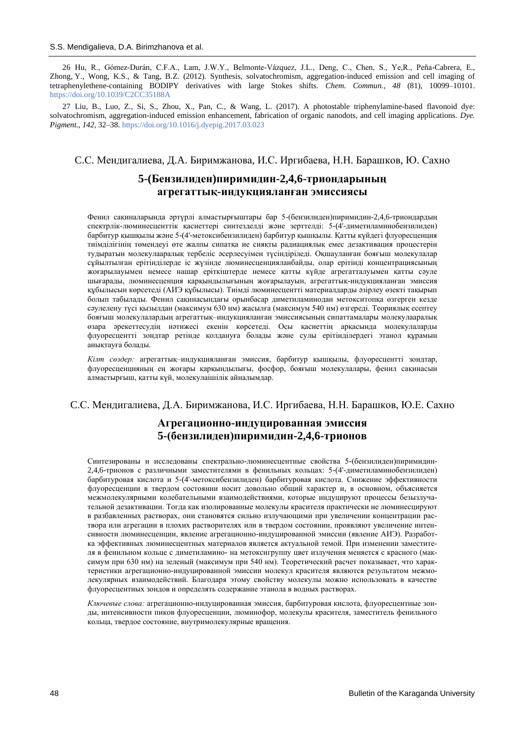26 Hu, R., Gómez-Durán, C.F.A., Lam, J.W.Y., Belmonte-Vázquez, J.L., Deng, C., Chen, S., Ye,R., Peña-Cabrera, E., Zhong, Y., Wong, K.S., & Tang, B.Z. (2012). Synthesis, solvatochromism, aggregation-induced emission and cell imaging of tetraphenylethene-containing BODIPY derivatives with large Stokes shifts. *Chem. Commun., 48* (81), 10099–10101. https://doi.org/10.1039/C2CC35188A

27 Liu, B., Luo, Z., Si, S., Zhou, X., Pan, C., & Wang, L. (2017). A photostable triphenylamine-based flavonoid dye: solvatochromism, aggregation-induced emission enhancement, fabrication of organic nanodots, and cell imaging applications. *Dye. Pigment., 142,* 32–38. https://doi.org/10.1016/j.dyepig.2017.03.023

С.С. Мендигалиева, Д.А. Биримжанова, И.С. Иргибаева, Н.Н. Барашков, Ю. Сахно

## 5-(Бензилиден)пиримидин-2,4,6-триондарының агрегаттық-индукцияланған эмиссиясы

Фенил сақиналарында әртүрлі алмастырғыштары бар 5-(бензилиден)пиримидин-2,4,6-триондардың спектрлік-люминесценттік қасиеттері синтезделді және зерттелді: 5-(4'-диметиламинобензилиден) барбитур қышқылы және 5-(4'-метоксибензилиден) барбитур қышқылы. Қатты күйдегі флуоресценция тиімділігінің төмендеуі өте жалпы сипатқа ие сияқты радиациялық емес дезактивация процестерін тудыратын молекулааралық тербеліс әсерлесуімен түсіндіріледі. Оқшауланған бояғыш молекулалар сұйылтылған ерітінділерде іс жүзінде люминесценцияланбайды, олар ерітінді концентрациясының жоғарылауымен немесе нашар еріткіштерде немесе қатты күйде агрегатталуымен қатты сәуле шығарады, люминесценция қарқындылығының жоғарылауын, агрегаттық-индукцияланған эмиссия құбылысын көрсетеді (АИЭ құбылысы). Тиімді люминесцентті материалдарды әзірлеу өзекті тақырып болып табылады. Фенил сақинасындағы орынбасар диметиламинодан метокситопқа өзгерген кезде сәулелену түсі қызылдан (максимум 630 нм) жасылға (максимум 540 нм) өзгереді. Теориялық есептеу бояғыш молекулалардың агрегаттық–индукцияланған эмиссиясының сипаттамалары молекулааралық өзара әрекеттесудің нәтижесі екенін көрсетеді. Осы қасиеттің арқасында молекулаларды флуоресцентті зондтар ретінде қолдануға болады және сулы ерітінділердегі этанол құрамын анықтауға болады.

*Кілт сөздер:* агрегаттық–индукцияланған эмиссия, барбитур қышқылы, флуоресцентті зондтар, флуоресценцияның ең жоғары қарқындылығы, фосфор, бояғыш молекулалары, фенил сақинасын алмастырғыш, қатты күй, молекулаішілік айналымдар.

С.С. Мендигалиева, Д.А. Биримжанова, И.С. Иргибаева, Н.Н. Барашков, Ю.Е. Сахно

## Агрегационно-индуцированная эмиссия 5-(бензилиден)пиримидин-2,4,6-трионов

Синтезированы и исследованы спектрально-люминесцентные свойства 5-(бензилиден)пиримидин-2,4,6-трионов с различными заместителями в фенильных кольцах: 5-(4'-диметиламинобензилиден) барбитуровая кислота и 5-(4'-метоксибензилиден) барбитуровая кислота. Снижение эффективности флуоресценции в твердом состоянии носит довольно общий характер и, в основном, объясняется межмолекулярными колебательными взаимодействиями, которые индуцируют процессы безызлучательной дезактивации. Тогда как изолированные молекулы красителя практически не люминесцируют в разбавленных растворах, они становятся сильно излучающими при увеличении концентрации раствора или агрегации в плохих растворителях или в твердом состоянии, проявляют увеличение интенсивности люминесценции, явление агрегационно-индуцированной эмиссии (явление АИЭ). Разработка эффективных люминесцентных материалов является актуальной темой. При изменении заместителя в фенильном кольце с диметиламино- на метоксигруппу цвет излучения меняется с красного (максимум при 630 нм) на зеленый (максимум при 540 нм). Теоретический расчет показывает, что характеристики агрегационно-индуцированной эмиссии молекул красителя являются результатом межмолекулярных взаимодействий. Благодаря этому свойству молекулы можно использовать в качестве флуоресцентных зондов и определять содержание этанола в водных растворах.

*Ключевые слова:* агрегационно-индуцированная эмиссия, барбитуровая кислота, флуоресцентные зонды, интенсивности пиков флуоресценции, люминофор, молекулы красителя, заместитель фенильного кольца, твердое состояние, внутримолекулярные вращения.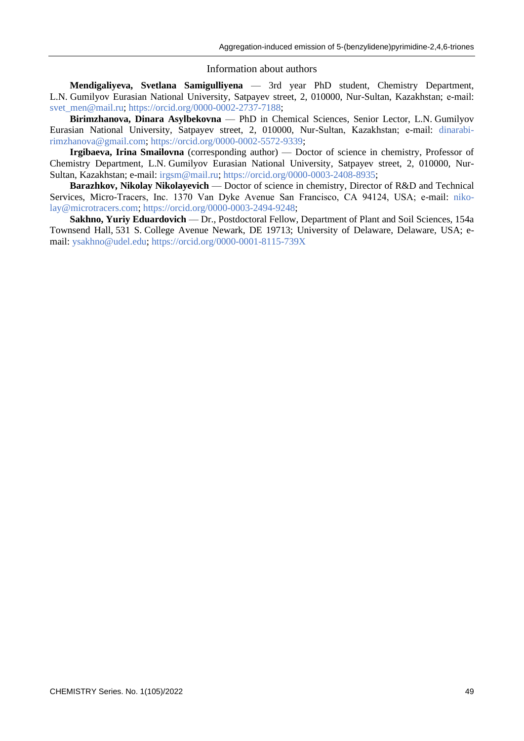## Information about authors

**Mendigaliyeva, Svetlana Samigulliyena** — 3rd year PhD student, Chemistry Department, L.N. Gumilyov Eurasian National University, Satpayev street, 2, 010000, Nur-Sultan, Kazakhstan; e-mail: svet_men@mail.ru; https://orcid.org/0000-0002-2737-7188;

**Birimzhanova, Dinara Asylbekovna** — PhD in Chemical Sciences, Senior Lector, L.N. Gumilyov Eurasian National University, Satpayev street, 2, 010000, Nur-Sultan, Kazakhstan; e-mail: dinarabirimzhanova@gmail.com; https://orcid.org/0000-0002-5572-9339;

**Irgibaeva, Irina Smailovna** (corresponding author) — Doctor of science in chemistry, Professor of Chemistry Department, L.N. Gumilyov Eurasian National University, Satpayev street, 2, 010000, Nur-Sultan, Kazakhstan; e-mail: irgsm@mail.ru; https://orcid.org/0000-0003-2408-8935;

**Barazhkov, Nikolay Nikolayevich** — Doctor of science in chemistry, Director of R&D and Technical Services, Micro-Tracers, Inc. 1370 Van Dyke Avenue San Francisco, CA 94124, USA; e-mail: nikolay@microtracers.com; https://orcid.org/0000-0003-2494-9248;

**Sakhno, Yuriy Eduardovich** — Dr., Postdoctoral Fellow, Department of Plant and Soil Sciences, 154a Townsend Hall, 531 S. College Avenue Newark, DE 19713; University of Delaware, Delaware, USA; e-mail: ysakhno@udel.edu; https://orcid.org/0000-0001-8115-739X